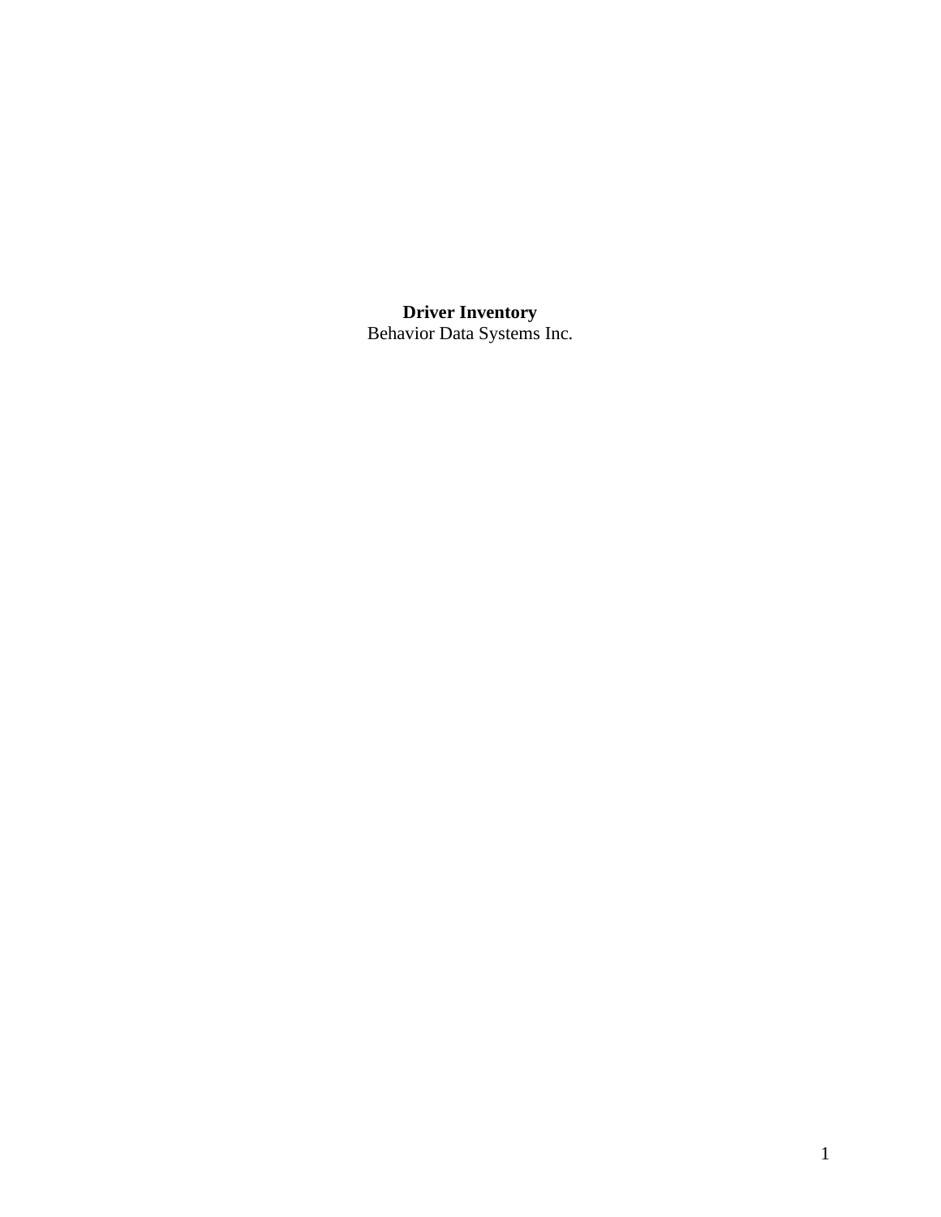**Driver Inventory**

Behavior Data Systems Inc.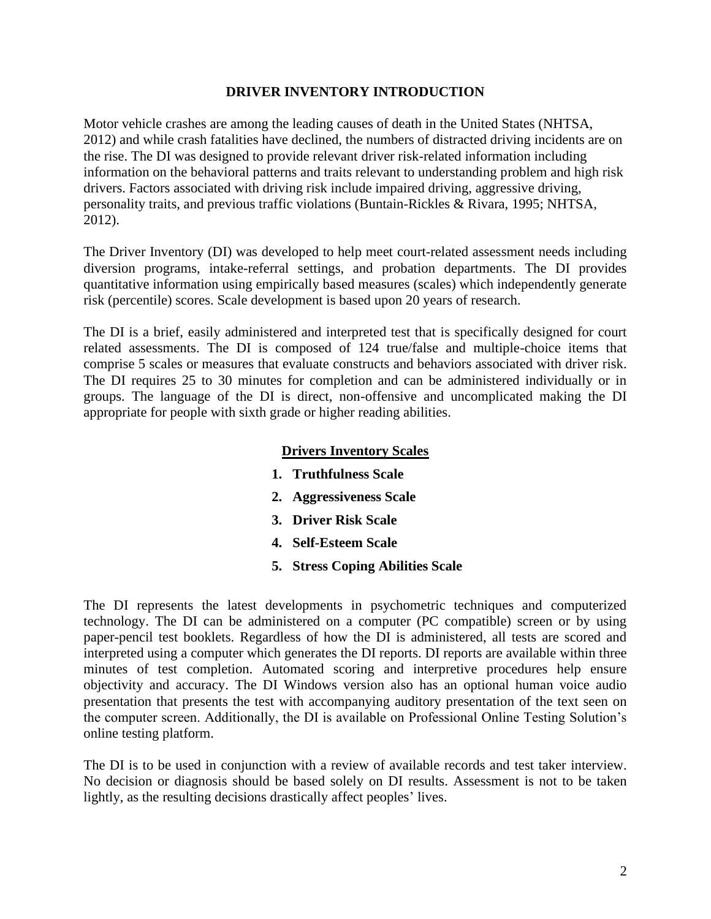# DRIVER INVENTORY INTRODUCTION

Motor vehicle crashes are among the leading causes of death in the United States (NHTSA, 2012) and while crash fatalities have declined, the numbers of distracted driving incidents are on the rise. The DI was designed to provide relevant driver risk-related information including information on the behavioral patterns and traits relevant to understanding problem and high risk drivers. Factors associated with driving risk include impaired driving, aggressive driving, personality traits, and previous traffic violations (Buntain-Rickles & Rivara, 1995; NHTSA, 2012).

The Driver Inventory (DI) was developed to help meet court-related assessment needs including diversion programs, intake-referral settings, and probation departments. The DI provides quantitative information using empirically based measures (scales) which independently generate risk (percentile) scores. Scale development is based upon 20 years of research.

The DI is a brief, easily administered and interpreted test that is specifically designed for court related assessments. The DI is composed of 124 true/false and multiple-choice items that comprise 5 scales or measures that evaluate constructs and behaviors associated with driver risk. The DI requires 25 to 30 minutes for completion and can be administered individually or in groups. The language of the DI is direct, non-offensive and uncomplicated making the DI appropriate for people with sixth grade or higher reading abilities.

## Drivers Inventory Scales

1. **Truthfulness Scale**
2. **Aggressiveness Scale**
3. **Driver Risk Scale**
4. **Self-Esteem Scale**
5. **Stress Coping Abilities Scale**

The DI represents the latest developments in psychometric techniques and computerized technology. The DI can be administered on a computer (PC compatible) screen or by using paper-pencil test booklets. Regardless of how the DI is administered, all tests are scored and interpreted using a computer which generates the DI reports. DI reports are available within three minutes of test completion. Automated scoring and interpretive procedures help ensure objectivity and accuracy. The DI Windows version also has an optional human voice audio presentation that presents the test with accompanying auditory presentation of the text seen on the computer screen. Additionally, the DI is available on Professional Online Testing Solution's online testing platform.

The DI is to be used in conjunction with a review of available records and test taker interview. No decision or diagnosis should be based solely on DI results. Assessment is not to be taken lightly, as the resulting decisions drastically affect peoples' lives.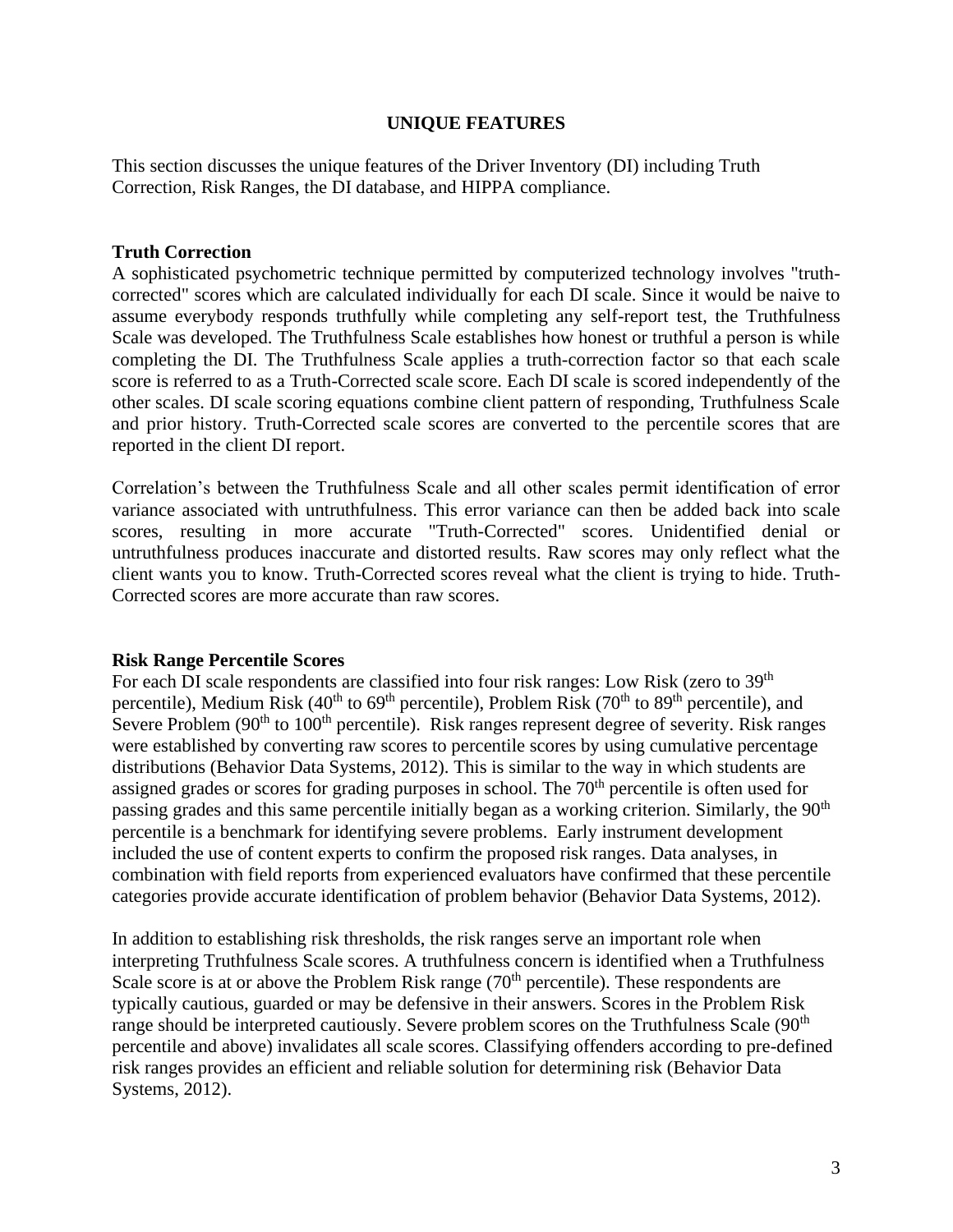## UNIQUE FEATURES

This section discusses the unique features of the Driver Inventory (DI) including Truth Correction, Risk Ranges, the DI database, and HIPPA compliance.

### Truth Correction

A sophisticated psychometric technique permitted by computerized technology involves "truth-corrected" scores which are calculated individually for each DI scale. Since it would be naive to assume everybody responds truthfully while completing any self-report test, the Truthfulness Scale was developed. The Truthfulness Scale establishes how honest or truthful a person is while completing the DI. The Truthfulness Scale applies a truth-correction factor so that each scale score is referred to as a Truth-Corrected scale score. Each DI scale is scored independently of the other scales. DI scale scoring equations combine client pattern of responding, Truthfulness Scale and prior history. Truth-Corrected scale scores are converted to the percentile scores that are reported in the client DI report.

Correlation's between the Truthfulness Scale and all other scales permit identification of error variance associated with untruthfulness. This error variance can then be added back into scale scores, resulting in more accurate "Truth-Corrected" scores. Unidentified denial or untruthfulness produces inaccurate and distorted results. Raw scores may only reflect what the client wants you to know. Truth-Corrected scores reveal what the client is trying to hide. Truth-Corrected scores are more accurate than raw scores.

### Risk Range Percentile Scores

For each DI scale respondents are classified into four risk ranges: Low Risk (zero to 39th percentile), Medium Risk (40th to 69th percentile), Problem Risk (70th to 89th percentile), and Severe Problem (90th to 100th percentile). Risk ranges represent degree of severity. Risk ranges were established by converting raw scores to percentile scores by using cumulative percentage distributions (Behavior Data Systems, 2012). This is similar to the way in which students are assigned grades or scores for grading purposes in school. The 70th percentile is often used for passing grades and this same percentile initially began as a working criterion. Similarly, the 90th percentile is a benchmark for identifying severe problems. Early instrument development included the use of content experts to confirm the proposed risk ranges. Data analyses, in combination with field reports from experienced evaluators have confirmed that these percentile categories provide accurate identification of problem behavior (Behavior Data Systems, 2012).

In addition to establishing risk thresholds, the risk ranges serve an important role when interpreting Truthfulness Scale scores. A truthfulness concern is identified when a Truthfulness Scale score is at or above the Problem Risk range (70th percentile). These respondents are typically cautious, guarded or may be defensive in their answers. Scores in the Problem Risk range should be interpreted cautiously. Severe problem scores on the Truthfulness Scale (90th percentile and above) invalidates all scale scores. Classifying offenders according to pre-defined risk ranges provides an efficient and reliable solution for determining risk (Behavior Data Systems, 2012).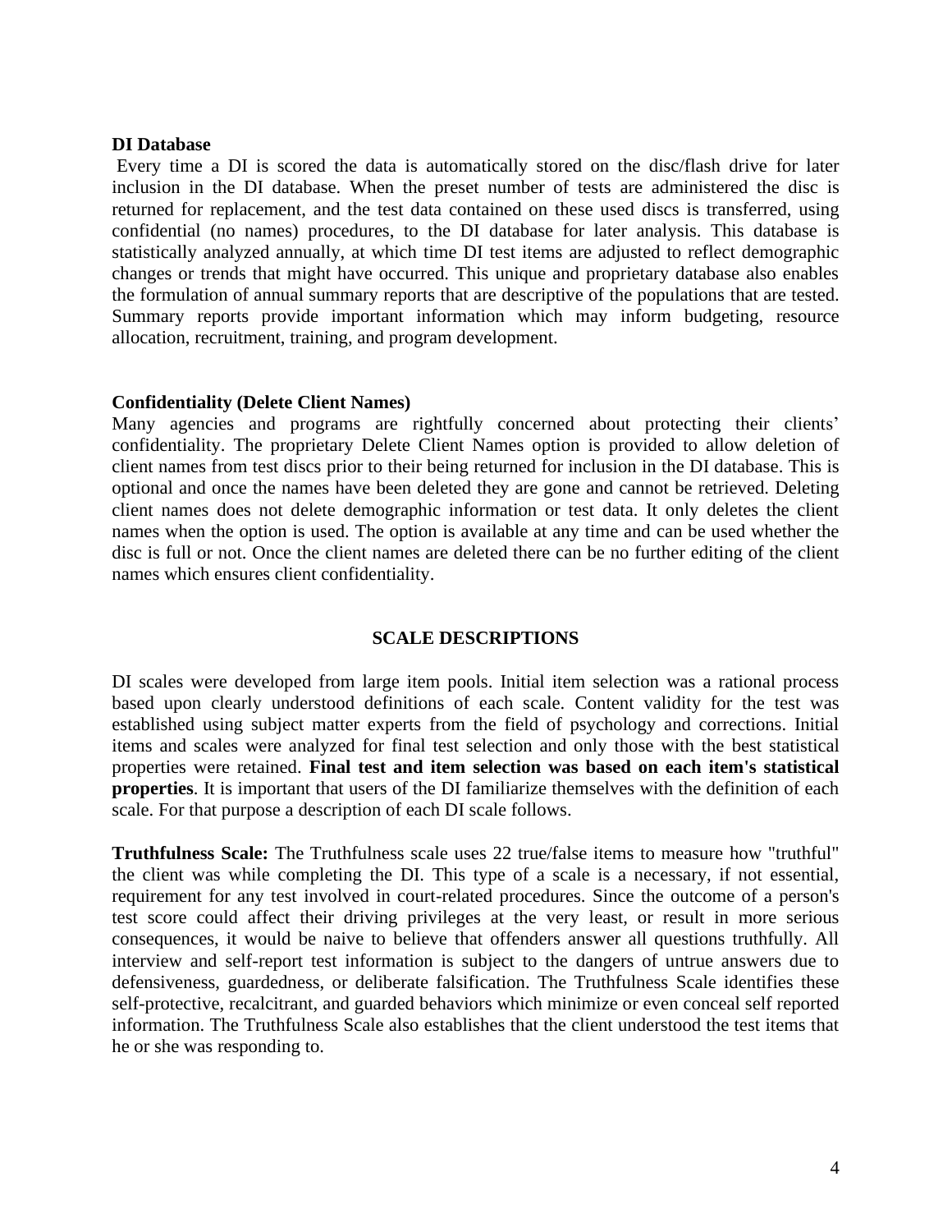**DI Database**

Every time a DI is scored the data is automatically stored on the disc/flash drive for later inclusion in the DI database. When the preset number of tests are administered the disc is returned for replacement, and the test data contained on these used discs is transferred, using confidential (no names) procedures, to the DI database for later analysis. This database is statistically analyzed annually, at which time DI test items are adjusted to reflect demographic changes or trends that might have occurred. This unique and proprietary database also enables the formulation of annual summary reports that are descriptive of the populations that are tested. Summary reports provide important information which may inform budgeting, resource allocation, recruitment, training, and program development.

**Confidentiality (Delete Client Names)**

Many agencies and programs are rightfully concerned about protecting their clients' confidentiality. The proprietary Delete Client Names option is provided to allow deletion of client names from test discs prior to their being returned for inclusion in the DI database. This is optional and once the names have been deleted they are gone and cannot be retrieved. Deleting client names does not delete demographic information or test data. It only deletes the client names when the option is used. The option is available at any time and can be used whether the disc is full or not. Once the client names are deleted there can be no further editing of the client names which ensures client confidentiality.

## SCALE DESCRIPTIONS

DI scales were developed from large item pools. Initial item selection was a rational process based upon clearly understood definitions of each scale. Content validity for the test was established using subject matter experts from the field of psychology and corrections. Initial items and scales were analyzed for final test selection and only those with the best statistical properties were retained. **Final test and item selection was based on each item's statistical properties**. It is important that users of the DI familiarize themselves with the definition of each scale. For that purpose a description of each DI scale follows.

**Truthfulness Scale:** The Truthfulness scale uses 22 true/false items to measure how "truthful" the client was while completing the DI. This type of a scale is a necessary, if not essential, requirement for any test involved in court-related procedures. Since the outcome of a person's test score could affect their driving privileges at the very least, or result in more serious consequences, it would be naive to believe that offenders answer all questions truthfully. All interview and self-report test information is subject to the dangers of untrue answers due to defensiveness, guardedness, or deliberate falsification. The Truthfulness Scale identifies these self-protective, recalcitrant, and guarded behaviors which minimize or even conceal self reported information. The Truthfulness Scale also establishes that the client understood the test items that he or she was responding to.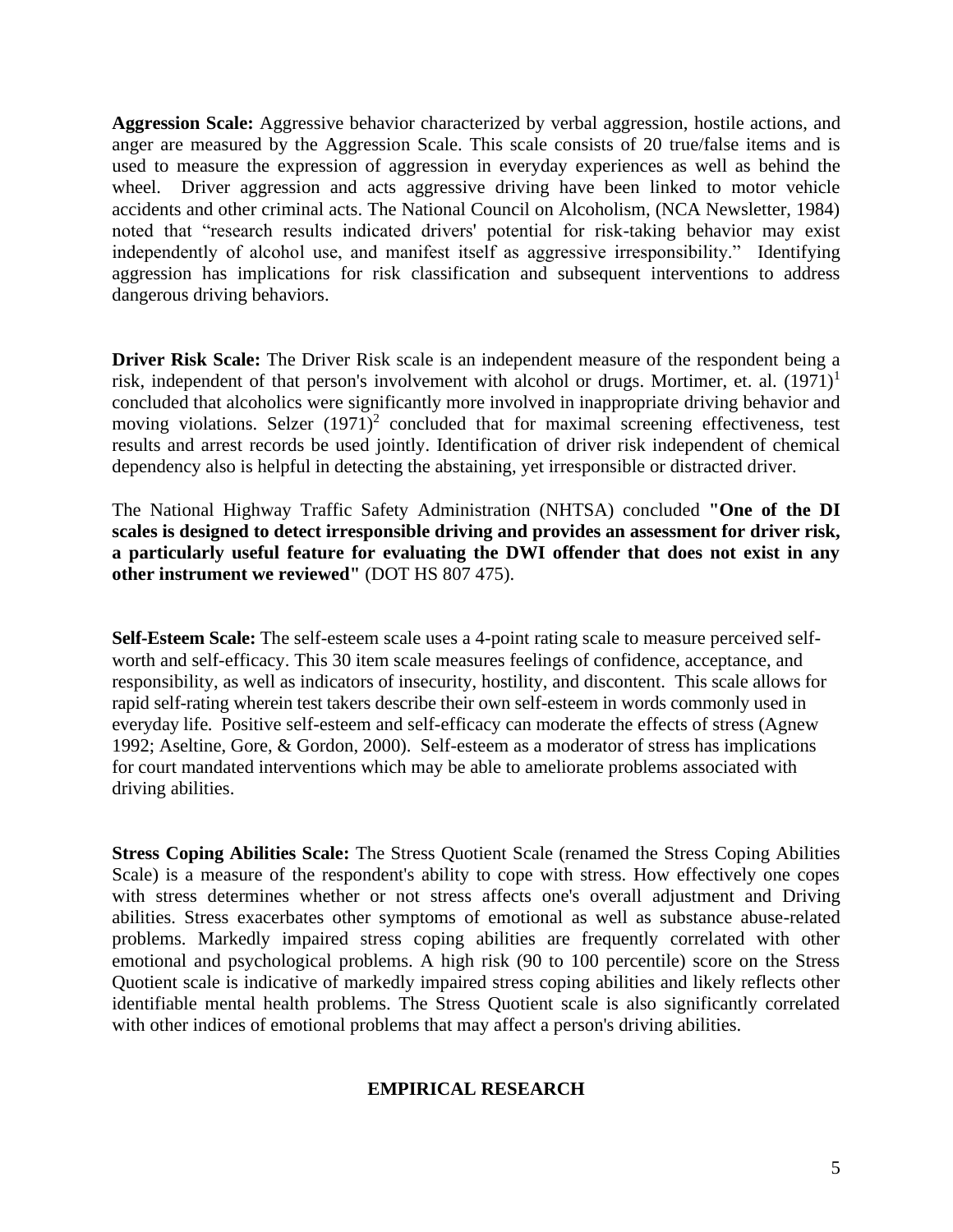**Aggression Scale:** Aggressive behavior characterized by verbal aggression, hostile actions, and anger are measured by the Aggression Scale. This scale consists of 20 true/false items and is used to measure the expression of aggression in everyday experiences as well as behind the wheel. Driver aggression and acts aggressive driving have been linked to motor vehicle accidents and other criminal acts. The National Council on Alcoholism, (NCA Newsletter, 1984) noted that "research results indicated drivers' potential for risk-taking behavior may exist independently of alcohol use, and manifest itself as aggressive irresponsibility." Identifying aggression has implications for risk classification and subsequent interventions to address dangerous driving behaviors.

**Driver Risk Scale:** The Driver Risk scale is an independent measure of the respondent being a risk, independent of that person's involvement with alcohol or drugs. Mortimer, et. al. (1971)[1] concluded that alcoholics were significantly more involved in inappropriate driving behavior and moving violations. Selzer (1971)[2] concluded that for maximal screening effectiveness, test results and arrest records be used jointly. Identification of driver risk independent of chemical dependency also is helpful in detecting the abstaining, yet irresponsible or distracted driver.

The National Highway Traffic Safety Administration (NHTSA) concluded **"One of the DI scales is designed to detect irresponsible driving and provides an assessment for driver risk, a particularly useful feature for evaluating the DWI offender that does not exist in any other instrument we reviewed"** (DOT HS 807 475).

**Self-Esteem Scale:** The self-esteem scale uses a 4-point rating scale to measure perceived self-worth and self-efficacy. This 30 item scale measures feelings of confidence, acceptance, and responsibility, as well as indicators of insecurity, hostility, and discontent. This scale allows for rapid self-rating wherein test takers describe their own self-esteem in words commonly used in everyday life. Positive self-esteem and self-efficacy can moderate the effects of stress (Agnew 1992; Aseltine, Gore, & Gordon, 2000). Self-esteem as a moderator of stress has implications for court mandated interventions which may be able to ameliorate problems associated with driving abilities.

**Stress Coping Abilities Scale:** The Stress Quotient Scale (renamed the Stress Coping Abilities Scale) is a measure of the respondent's ability to cope with stress. How effectively one copes with stress determines whether or not stress affects one's overall adjustment and Driving abilities. Stress exacerbates other symptoms of emotional as well as substance abuse-related problems. Markedly impaired stress coping abilities are frequently correlated with other emotional and psychological problems. A high risk (90 to 100 percentile) score on the Stress Quotient scale is indicative of markedly impaired stress coping abilities and likely reflects other identifiable mental health problems. The Stress Quotient scale is also significantly correlated with other indices of emotional problems that may affect a person's driving abilities.

## EMPIRICAL RESEARCH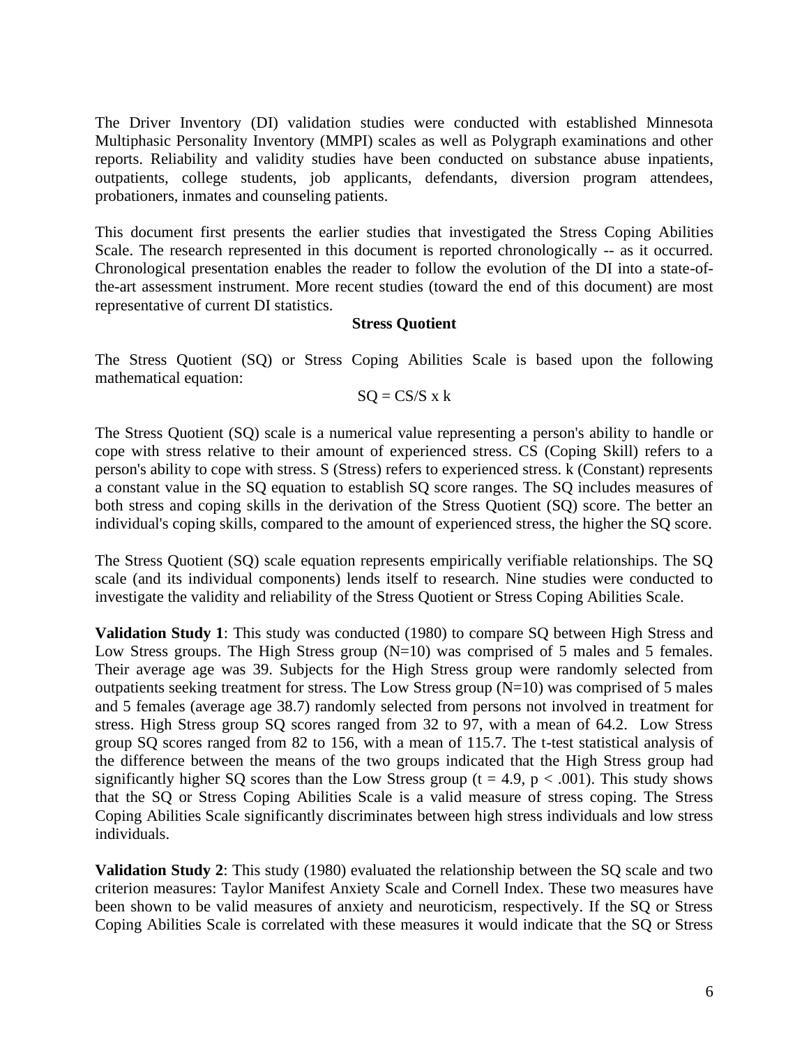The Driver Inventory (DI) validation studies were conducted with established Minnesota Multiphasic Personality Inventory (MMPI) scales as well as Polygraph examinations and other reports. Reliability and validity studies have been conducted on substance abuse inpatients, outpatients, college students, job applicants, defendants, diversion program attendees, probationers, inmates and counseling patients.

This document first presents the earlier studies that investigated the Stress Coping Abilities Scale. The research represented in this document is reported chronologically -- as it occurred. Chronological presentation enables the reader to follow the evolution of the DI into a state-of-the-art assessment instrument. More recent studies (toward the end of this document) are most representative of current DI statistics.

## Stress Quotient

The Stress Quotient (SQ) or Stress Coping Abilities Scale is based upon the following mathematical equation:

$$SQ = CS/S \times k$$

The Stress Quotient (SQ) scale is a numerical value representing a person's ability to handle or cope with stress relative to their amount of experienced stress. CS (Coping Skill) refers to a person's ability to cope with stress. S (Stress) refers to experienced stress. k (Constant) represents a constant value in the SQ equation to establish SQ score ranges. The SQ includes measures of both stress and coping skills in the derivation of the Stress Quotient (SQ) score. The better an individual's coping skills, compared to the amount of experienced stress, the higher the SQ score.

The Stress Quotient (SQ) scale equation represents empirically verifiable relationships. The SQ scale (and its individual components) lends itself to research. Nine studies were conducted to investigate the validity and reliability of the Stress Quotient or Stress Coping Abilities Scale.

**Validation Study 1**: This study was conducted (1980) to compare SQ between High Stress and Low Stress groups. The High Stress group (N=10) was comprised of 5 males and 5 females. Their average age was 39. Subjects for the High Stress group were randomly selected from outpatients seeking treatment for stress. The Low Stress group (N=10) was comprised of 5 males and 5 females (average age 38.7) randomly selected from persons not involved in treatment for stress. High Stress group SQ scores ranged from 32 to 97, with a mean of 64.2. Low Stress group SQ scores ranged from 82 to 156, with a mean of 115.7. The t-test statistical analysis of the difference between the means of the two groups indicated that the High Stress group had significantly higher SQ scores than the Low Stress group ($t = 4.9$, $p < .001$). This study shows that the SQ or Stress Coping Abilities Scale is a valid measure of stress coping. The Stress Coping Abilities Scale significantly discriminates between high stress individuals and low stress individuals.

**Validation Study 2**: This study (1980) evaluated the relationship between the SQ scale and two criterion measures: Taylor Manifest Anxiety Scale and Cornell Index. These two measures have been shown to be valid measures of anxiety and neuroticism, respectively. If the SQ or Stress Coping Abilities Scale is correlated with these measures it would indicate that the SQ or Stress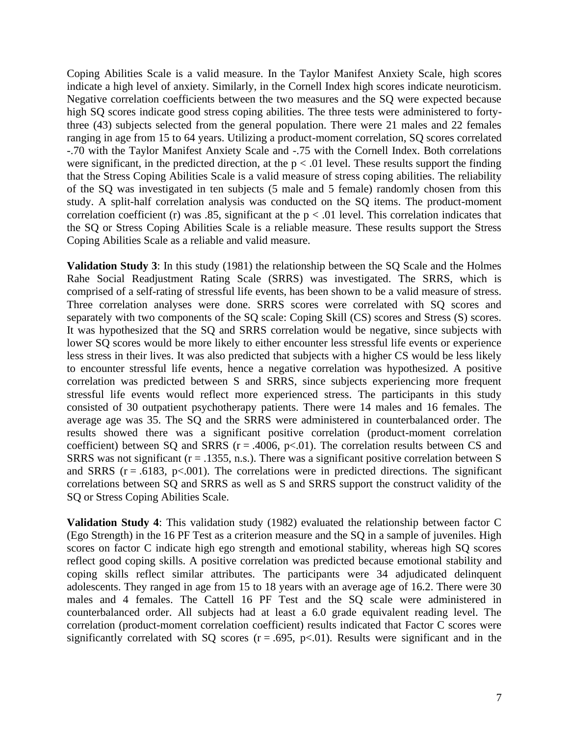Coping Abilities Scale is a valid measure. In the Taylor Manifest Anxiety Scale, high scores indicate a high level of anxiety. Similarly, in the Cornell Index high scores indicate neuroticism. Negative correlation coefficients between the two measures and the SQ were expected because high SQ scores indicate good stress coping abilities. The three tests were administered to forty-three (43) subjects selected from the general population. There were 21 males and 22 females ranging in age from 15 to 64 years. Utilizing a product-moment correlation, SQ scores correlated -.70 with the Taylor Manifest Anxiety Scale and -.75 with the Cornell Index. Both correlations were significant, in the predicted direction, at the $p < .01$ level. These results support the finding that the Stress Coping Abilities Scale is a valid measure of stress coping abilities. The reliability of the SQ was investigated in ten subjects (5 male and 5 female) randomly chosen from this study. A split-half correlation analysis was conducted on the SQ items. The product-moment correlation coefficient (r) was .85, significant at the $p < .01$ level. This correlation indicates that the SQ or Stress Coping Abilities Scale is a reliable measure. These results support the Stress Coping Abilities Scale as a reliable and valid measure.

**Validation Study 3**: In this study (1981) the relationship between the SQ Scale and the Holmes Rahe Social Readjustment Rating Scale (SRRS) was investigated. The SRRS, which is comprised of a self-rating of stressful life events, has been shown to be a valid measure of stress. Three correlation analyses were done. SRRS scores were correlated with SQ scores and separately with two components of the SQ scale: Coping Skill (CS) scores and Stress (S) scores. It was hypothesized that the SQ and SRRS correlation would be negative, since subjects with lower SQ scores would be more likely to either encounter less stressful life events or experience less stress in their lives. It was also predicted that subjects with a higher CS would be less likely to encounter stressful life events, hence a negative correlation was hypothesized. A positive correlation was predicted between S and SRRS, since subjects experiencing more frequent stressful life events would reflect more experienced stress. The participants in this study consisted of 30 outpatient psychotherapy patients. There were 14 males and 16 females. The average age was 35. The SQ and the SRRS were administered in counterbalanced order. The results showed there was a significant positive correlation (product-moment correlation coefficient) between SQ and SRRS ($r = .4006$, $p<.01$). The correlation results between CS and SRRS was not significant ($r = .1355$, n.s.). There was a significant positive correlation between S and SRRS ($r = .6183$, $p<.001$). The correlations were in predicted directions. The significant correlations between SQ and SRRS as well as S and SRRS support the construct validity of the SQ or Stress Coping Abilities Scale.

**Validation Study 4**: This validation study (1982) evaluated the relationship between factor C (Ego Strength) in the 16 PF Test as a criterion measure and the SQ in a sample of juveniles. High scores on factor C indicate high ego strength and emotional stability, whereas high SQ scores reflect good coping skills. A positive correlation was predicted because emotional stability and coping skills reflect similar attributes. The participants were 34 adjudicated delinquent adolescents. They ranged in age from 15 to 18 years with an average age of 16.2. There were 30 males and 4 females. The Cattell 16 PF Test and the SQ scale were administered in counterbalanced order. All subjects had at least a 6.0 grade equivalent reading level. The correlation (product-moment correlation coefficient) results indicated that Factor C scores were significantly correlated with SQ scores ($r = .695$, $p<.01$). Results were significant and in the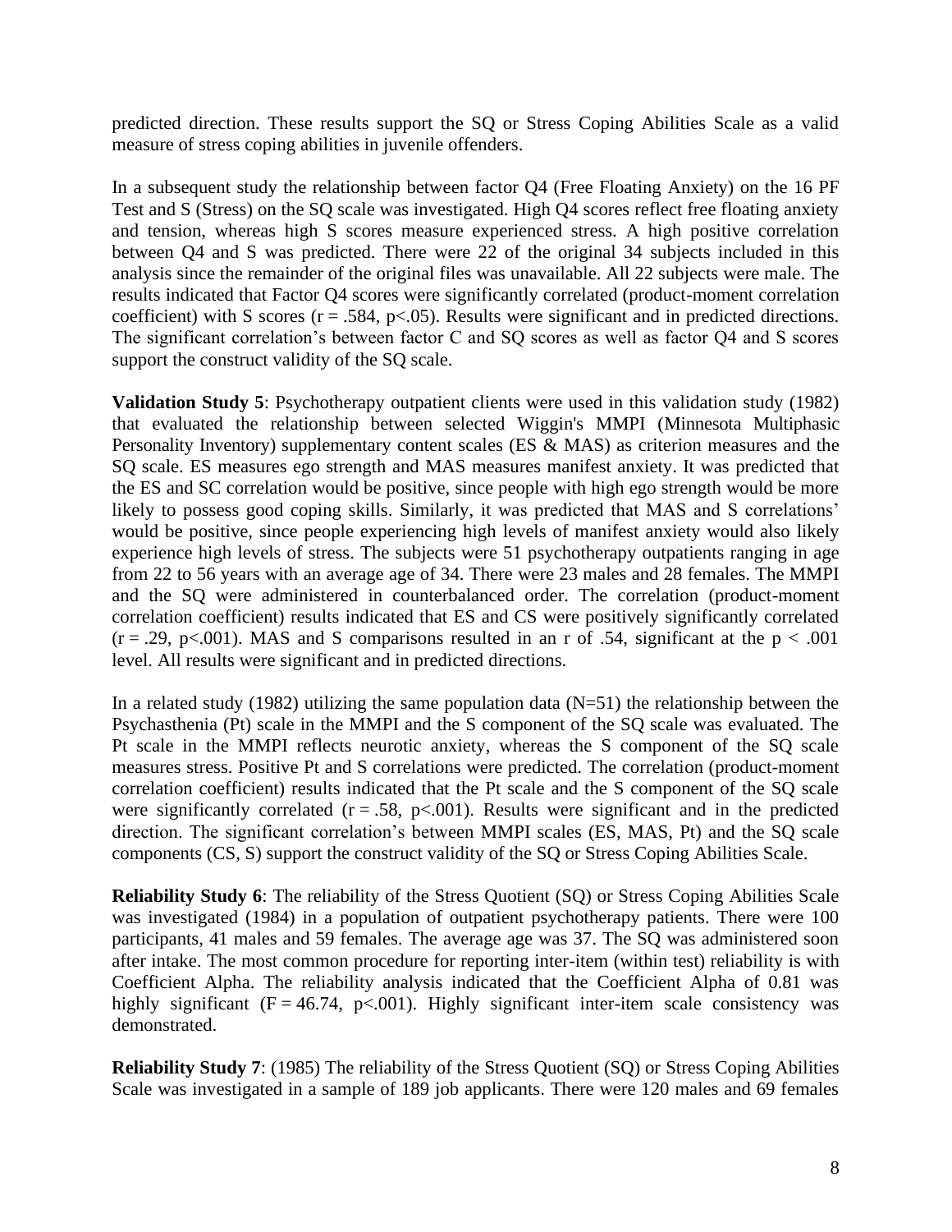predicted direction. These results support the SQ or Stress Coping Abilities Scale as a valid measure of stress coping abilities in juvenile offenders.

In a subsequent study the relationship between factor Q4 (Free Floating Anxiety) on the 16 PF Test and S (Stress) on the SQ scale was investigated. High Q4 scores reflect free floating anxiety and tension, whereas high S scores measure experienced stress. A high positive correlation between Q4 and S was predicted. There were 22 of the original 34 subjects included in this analysis since the remainder of the original files was unavailable. All 22 subjects were male. The results indicated that Factor Q4 scores were significantly correlated (product-moment correlation coefficient) with S scores ($r = .584$, $p<.05$). Results were significant and in predicted directions. The significant correlation's between factor C and SQ scores as well as factor Q4 and S scores support the construct validity of the SQ scale.

**Validation Study 5**: Psychotherapy outpatient clients were used in this validation study (1982) that evaluated the relationship between selected Wiggin's MMPI (Minnesota Multiphasic Personality Inventory) supplementary content scales (ES & MAS) as criterion measures and the SQ scale. ES measures ego strength and MAS measures manifest anxiety. It was predicted that the ES and SC correlation would be positive, since people with high ego strength would be more likely to possess good coping skills. Similarly, it was predicted that MAS and S correlations' would be positive, since people experiencing high levels of manifest anxiety would also likely experience high levels of stress. The subjects were 51 psychotherapy outpatients ranging in age from 22 to 56 years with an average age of 34. There were 23 males and 28 females. The MMPI and the SQ were administered in counterbalanced order. The correlation (product-moment correlation coefficient) results indicated that ES and CS were positively significantly correlated ($r = .29$, $p<.001$). MAS and S comparisons resulted in an r of .54, significant at the $p < .001$ level. All results were significant and in predicted directions.

In a related study (1982) utilizing the same population data (N=51) the relationship between the Psychasthenia (Pt) scale in the MMPI and the S component of the SQ scale was evaluated. The Pt scale in the MMPI reflects neurotic anxiety, whereas the S component of the SQ scale measures stress. Positive Pt and S correlations were predicted. The correlation (product-moment correlation coefficient) results indicated that the Pt scale and the S component of the SQ scale were significantly correlated ($r = .58$, $p<.001$). Results were significant and in the predicted direction. The significant correlation's between MMPI scales (ES, MAS, Pt) and the SQ scale components (CS, S) support the construct validity of the SQ or Stress Coping Abilities Scale.

**Reliability Study 6**: The reliability of the Stress Quotient (SQ) or Stress Coping Abilities Scale was investigated (1984) in a population of outpatient psychotherapy patients. There were 100 participants, 41 males and 59 females. The average age was 37. The SQ was administered soon after intake. The most common procedure for reporting inter-item (within test) reliability is with Coefficient Alpha. The reliability analysis indicated that the Coefficient Alpha of 0.81 was highly significant ($F = 46.74$, $p<.001$). Highly significant inter-item scale consistency was demonstrated.

**Reliability Study 7**: (1985) The reliability of the Stress Quotient (SQ) or Stress Coping Abilities Scale was investigated in a sample of 189 job applicants. There were 120 males and 69 females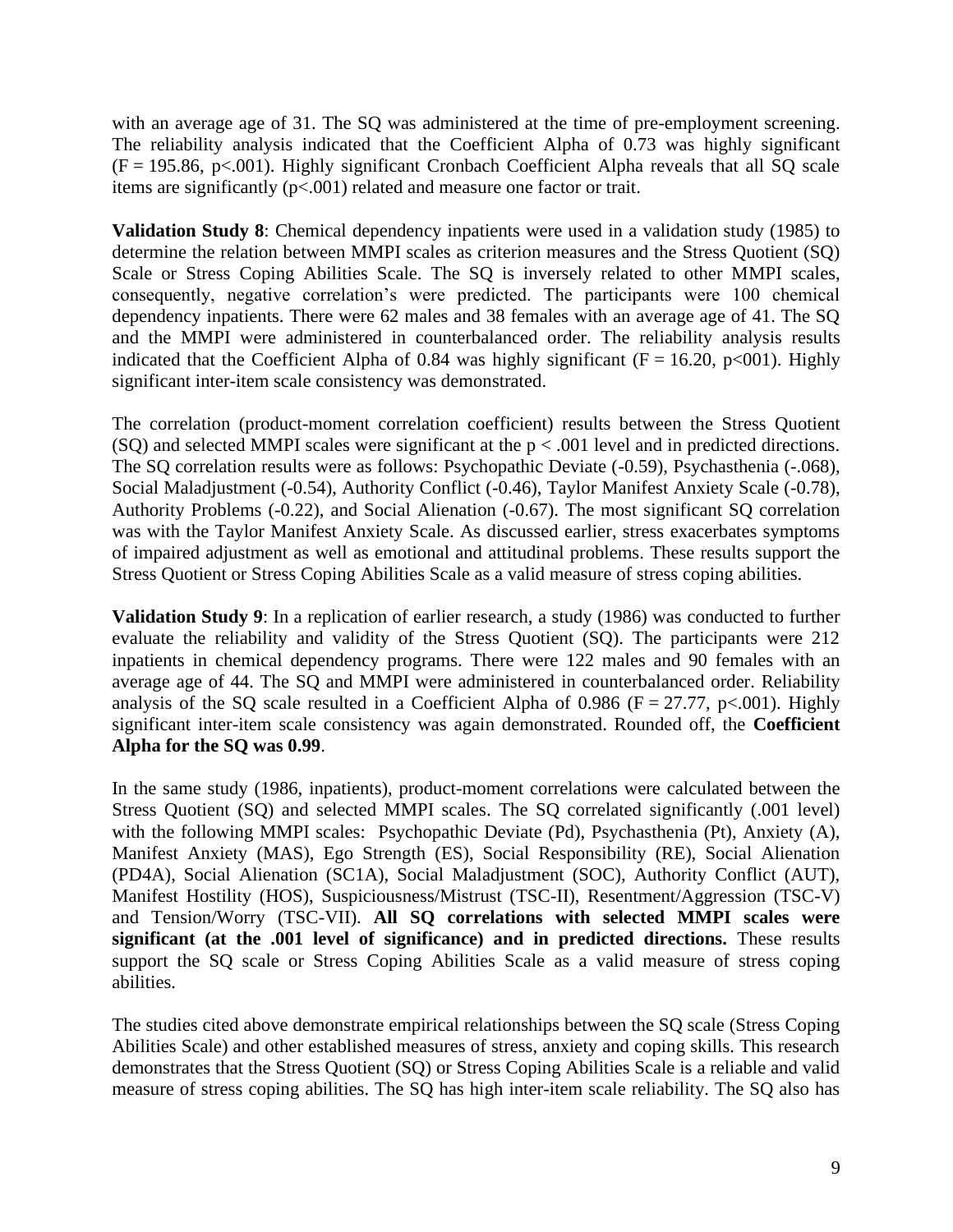with an average age of 31. The SQ was administered at the time of pre-employment screening. The reliability analysis indicated that the Coefficient Alpha of 0.73 was highly significant ($F = 195.86$, $p<.001$). Highly significant Cronbach Coefficient Alpha reveals that all SQ scale items are significantly ($p<.001$) related and measure one factor or trait.

**Validation Study 8**: Chemical dependency inpatients were used in a validation study (1985) to determine the relation between MMPI scales as criterion measures and the Stress Quotient (SQ) Scale or Stress Coping Abilities Scale. The SQ is inversely related to other MMPI scales, consequently, negative correlation's were predicted. The participants were 100 chemical dependency inpatients. There were 62 males and 38 females with an average age of 41. The SQ and the MMPI were administered in counterbalanced order. The reliability analysis results indicated that the Coefficient Alpha of 0.84 was highly significant ($F = 16.20$, p<001). Highly significant inter-item scale consistency was demonstrated.

The correlation (product-moment correlation coefficient) results between the Stress Quotient (SQ) and selected MMPI scales were significant at the $p < .001$ level and in predicted directions. The SQ correlation results were as follows: Psychopathic Deviate (-0.59), Psychasthenia (-.068), Social Maladjustment (-0.54), Authority Conflict (-0.46), Taylor Manifest Anxiety Scale (-0.78), Authority Problems (-0.22), and Social Alienation (-0.67). The most significant SQ correlation was with the Taylor Manifest Anxiety Scale. As discussed earlier, stress exacerbates symptoms of impaired adjustment as well as emotional and attitudinal problems. These results support the Stress Quotient or Stress Coping Abilities Scale as a valid measure of stress coping abilities.

**Validation Study 9**: In a replication of earlier research, a study (1986) was conducted to further evaluate the reliability and validity of the Stress Quotient (SQ). The participants were 212 inpatients in chemical dependency programs. There were 122 males and 90 females with an average age of 44. The SQ and MMPI were administered in counterbalanced order. Reliability analysis of the SQ scale resulted in a Coefficient Alpha of 0.986 ($F = 27.77$, $p<.001$). Highly significant inter-item scale consistency was again demonstrated. Rounded off, the **Coefficient Alpha for the SQ was 0.99**.

In the same study (1986, inpatients), product-moment correlations were calculated between the Stress Quotient (SQ) and selected MMPI scales. The SQ correlated significantly (.001 level) with the following MMPI scales: Psychopathic Deviate (Pd), Psychasthenia (Pt), Anxiety (A), Manifest Anxiety (MAS), Ego Strength (ES), Social Responsibility (RE), Social Alienation (PD4A), Social Alienation (SC1A), Social Maladjustment (SOC), Authority Conflict (AUT), Manifest Hostility (HOS), Suspiciousness/Mistrust (TSC-II), Resentment/Aggression (TSC-V) and Tension/Worry (TSC-VII). **All SQ correlations with selected MMPI scales were significant (at the .001 level of significance) and in predicted directions.** These results support the SQ scale or Stress Coping Abilities Scale as a valid measure of stress coping abilities.

The studies cited above demonstrate empirical relationships between the SQ scale (Stress Coping Abilities Scale) and other established measures of stress, anxiety and coping skills. This research demonstrates that the Stress Quotient (SQ) or Stress Coping Abilities Scale is a reliable and valid measure of stress coping abilities. The SQ has high inter-item scale reliability. The SQ also has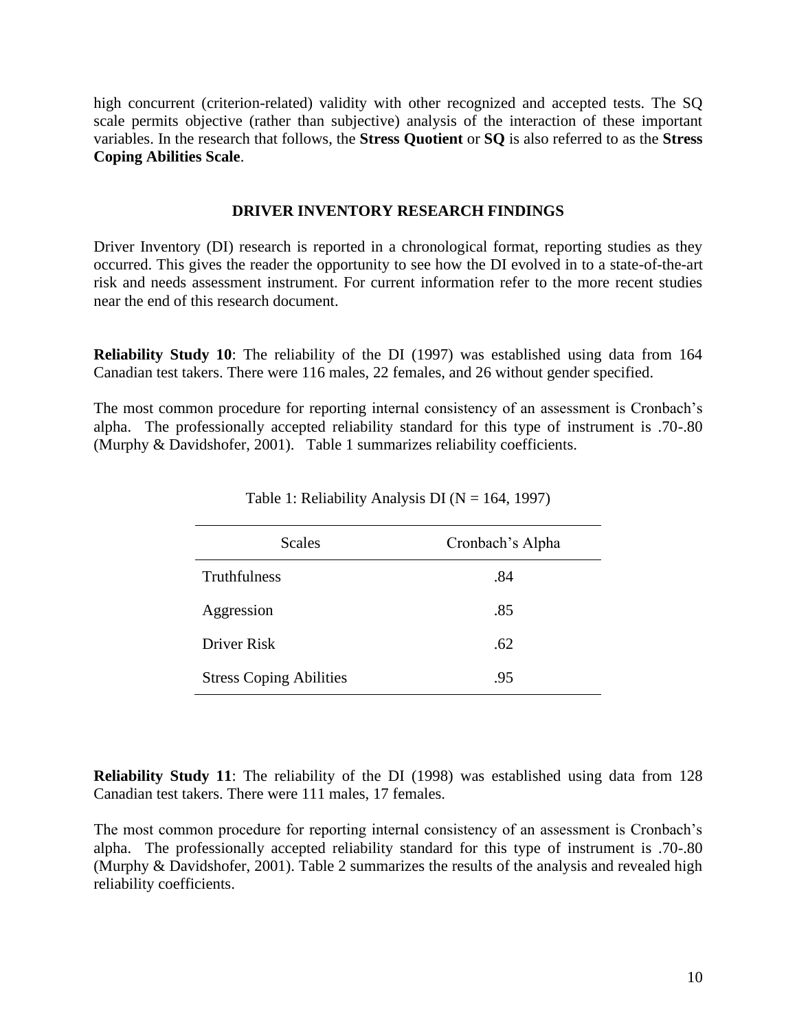high concurrent (criterion-related) validity with other recognized and accepted tests. The SQ scale permits objective (rather than subjective) analysis of the interaction of these important variables. In the research that follows, the **Stress Quotient** or **SQ** is also referred to as the **Stress Coping Abilities Scale**.

## DRIVER INVENTORY RESEARCH FINDINGS

Driver Inventory (DI) research is reported in a chronological format, reporting studies as they occurred. This gives the reader the opportunity to see how the DI evolved in to a state-of-the-art risk and needs assessment instrument. For current information refer to the more recent studies near the end of this research document.

**Reliability Study 10**: The reliability of the DI (1997) was established using data from 164 Canadian test takers. There were 116 males, 22 females, and 26 without gender specified.

The most common procedure for reporting internal consistency of an assessment is Cronbach's alpha. The professionally accepted reliability standard for this type of instrument is .70-.80 (Murphy & Davidshofer, 2001). Table 1 summarizes reliability coefficients.

Table 1: Reliability Analysis DI (N = 164, 1997)

| Scales | Cronbach's Alpha |
| --- | --- |
| Truthfulness | .84 |
| Aggression | .85 |
| Driver Risk | .62 |
| Stress Coping Abilities | .95 |

**Reliability Study 11**: The reliability of the DI (1998) was established using data from 128 Canadian test takers. There were 111 males, 17 females.

The most common procedure for reporting internal consistency of an assessment is Cronbach's alpha. The professionally accepted reliability standard for this type of instrument is .70-.80 (Murphy & Davidshofer, 2001). Table 2 summarizes the results of the analysis and revealed high reliability coefficients.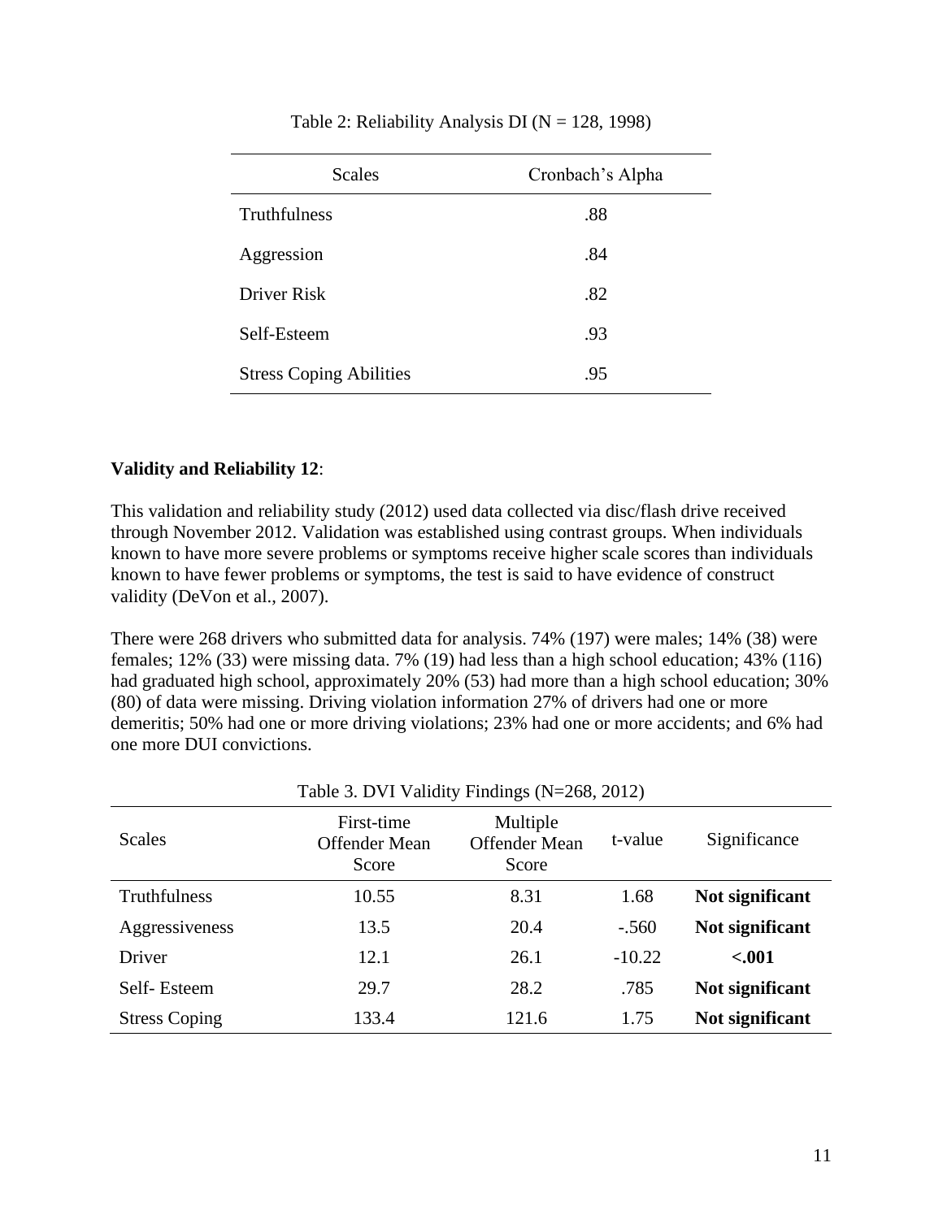Table 2: Reliability Analysis DI (N = 128, 1998)

| Scales | Cronbach's Alpha |
|---|---|
| Truthfulness | .88 |
| Aggression | .84 |
| Driver Risk | .82 |
| Self-Esteem | .93 |
| Stress Coping Abilities | .95 |

**Validity and Reliability 12**:

This validation and reliability study (2012) used data collected via disc/flash drive received through November 2012. Validation was established using contrast groups. When individuals known to have more severe problems or symptoms receive higher scale scores than individuals known to have fewer problems or symptoms, the test is said to have evidence of construct validity (DeVon et al., 2007).

There were 268 drivers who submitted data for analysis. 74% (197) were males; 14% (38) were females; 12% (33) were missing data. 7% (19) had less than a high school education; 43% (116) had graduated high school, approximately 20% (53) had more than a high school education; 30% (80) of data were missing. Driving violation information 27% of drivers had one or more demeritis; 50% had one or more driving violations; 23% had one or more accidents; and 6% had one more DUI convictions.

Table 3. DVI Validity Findings (N=268, 2012)

| Scales | First-time Offender Mean Score | Multiple Offender Mean Score | t-value | Significance |
|---|---|---|---|---|
| Truthfulness | 10.55 | 8.31 | 1.68 | **Not significant** |
| Aggressiveness | 13.5 | 20.4 | -.560 | **Not significant** |
| Driver | 12.1 | 26.1 | -10.22 | **<.001** |
| Self- Esteem | 29.7 | 28.2 | .785 | **Not significant** |
| Stress Coping | 133.4 | 121.6 | 1.75 | **Not significant** |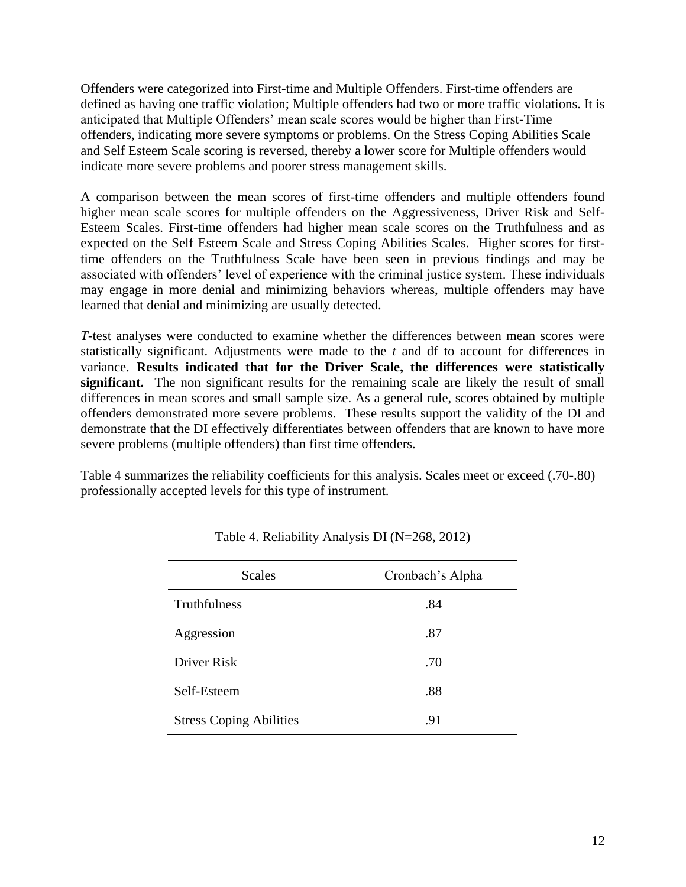Offenders were categorized into First-time and Multiple Offenders. First-time offenders are defined as having one traffic violation; Multiple offenders had two or more traffic violations. It is anticipated that Multiple Offenders' mean scale scores would be higher than First-Time offenders, indicating more severe symptoms or problems. On the Stress Coping Abilities Scale and Self Esteem Scale scoring is reversed, thereby a lower score for Multiple offenders would indicate more severe problems and poorer stress management skills.

A comparison between the mean scores of first-time offenders and multiple offenders found higher mean scale scores for multiple offenders on the Aggressiveness, Driver Risk and Self-Esteem Scales. First-time offenders had higher mean scale scores on the Truthfulness and as expected on the Self Esteem Scale and Stress Coping Abilities Scales. Higher scores for first-time offenders on the Truthfulness Scale have been seen in previous findings and may be associated with offenders' level of experience with the criminal justice system. These individuals may engage in more denial and minimizing behaviors whereas, multiple offenders may have learned that denial and minimizing are usually detected.

*T*-test analyses were conducted to examine whether the differences between mean scores were statistically significant. Adjustments were made to the $t$ and df to account for differences in variance. **Results indicated that for the Driver Scale, the differences were statistically significant.** The non significant results for the remaining scale are likely the result of small differences in mean scores and small sample size. As a general rule, scores obtained by multiple offenders demonstrated more severe problems. These results support the validity of the DI and demonstrate that the DI effectively differentiates between offenders that are known to have more severe problems (multiple offenders) than first time offenders.

Table 4 summarizes the reliability coefficients for this analysis. Scales meet or exceed (.70-.80) professionally accepted levels for this type of instrument.

Table 4. Reliability Analysis DI (N=268, 2012)

| Scales | Cronbach's Alpha |
|---|---|
| Truthfulness | .84 |
| Aggression | .87 |
| Driver Risk | .70 |
| Self-Esteem | .88 |
| Stress Coping Abilities | .91 |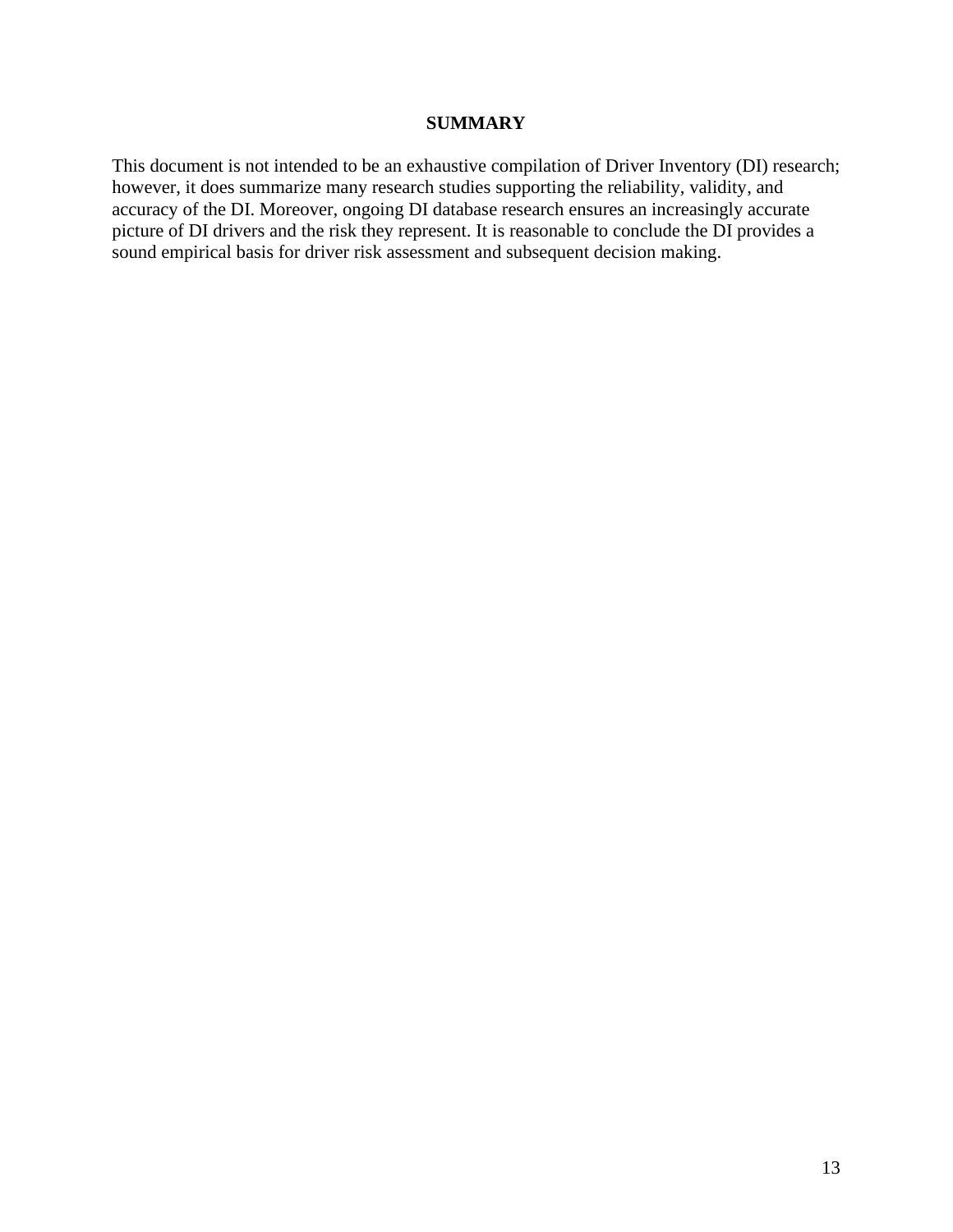## SUMMARY

This document is not intended to be an exhaustive compilation of Driver Inventory (DI) research; however, it does summarize many research studies supporting the reliability, validity, and accuracy of the DI. Moreover, ongoing DI database research ensures an increasingly accurate picture of DI drivers and the risk they represent. It is reasonable to conclude the DI provides a sound empirical basis for driver risk assessment and subsequent decision making.